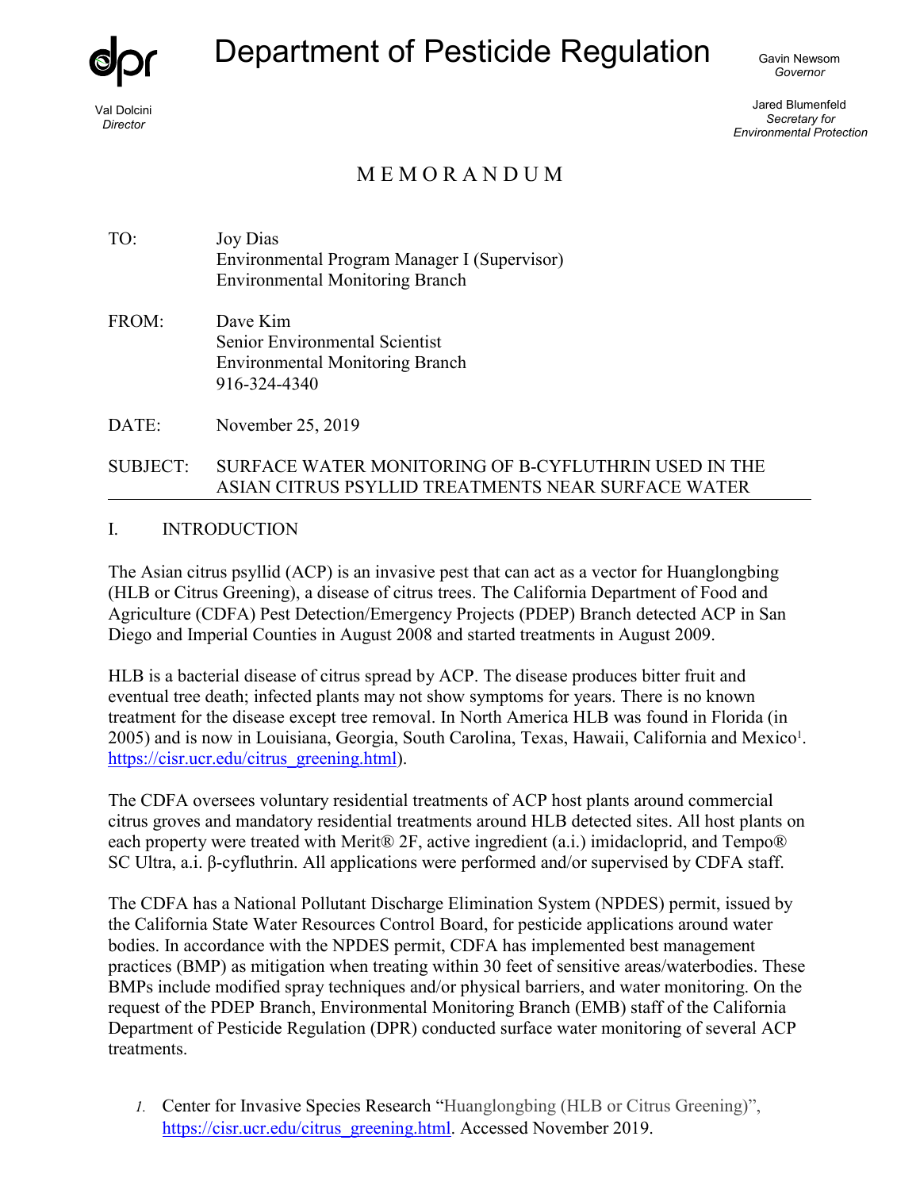# Department of Pesticide Regulation

Val Dolcini
*Director*

Gavin Newsom
*Governor*

Jared Blumenfeld
*Secretary for Environmental Protection*

## M E M O R A N D U M

TO: Joy Dias
Environmental Program Manager I (Supervisor)
Environmental Monitoring Branch

FROM: Dave Kim
Senior Environmental Scientist
Environmental Monitoring Branch
916-324-4340

DATE: November 25, 2019

SUBJECT: SURFACE WATER MONITORING OF Β-CYFLUTHRIN USED IN THE ASIAN CITRUS PSYLLID TREATMENTS NEAR SURFACE WATER

## I. INTRODUCTION

The Asian citrus psyllid (ACP) is an invasive pest that can act as a vector for Huanglongbing (HLB or Citrus Greening), a disease of citrus trees. The California Department of Food and Agriculture (CDFA) Pest Detection/Emergency Projects (PDEP) Branch detected ACP in San Diego and Imperial Counties in August 2008 and started treatments in August 2009.

HLB is a bacterial disease of citrus spread by ACP. The disease produces bitter fruit and eventual tree death; infected plants may not show symptoms for years. There is no known treatment for the disease except tree removal. In North America HLB was found in Florida (in 2005) and is now in Louisiana, Georgia, South Carolina, Texas, Hawaii, California and Mexico[1]. https://cisr.ucr.edu/citrus_greening.html).

The CDFA oversees voluntary residential treatments of ACP host plants around commercial citrus groves and mandatory residential treatments around HLB detected sites. All host plants on each property were treated with Merit® 2F, active ingredient (a.i.) imidacloprid, and Tempo® SC Ultra, a.i. β-cyfluthrin. All applications were performed and/or supervised by CDFA staff.

The CDFA has a National Pollutant Discharge Elimination System (NPDES) permit, issued by the California State Water Resources Control Board, for pesticide applications around water bodies. In accordance with the NPDES permit, CDFA has implemented best management practices (BMP) as mitigation when treating within 30 feet of sensitive areas/waterbodies. These BMPs include modified spray techniques and/or physical barriers, and water monitoring. On the request of the PDEP Branch, Environmental Monitoring Branch (EMB) staff of the California Department of Pesticide Regulation (DPR) conducted surface water monitoring of several ACP treatments.

1. Center for Invasive Species Research "Huanglongbing (HLB or Citrus Greening)", https://cisr.ucr.edu/citrus_greening.html. Accessed November 2019.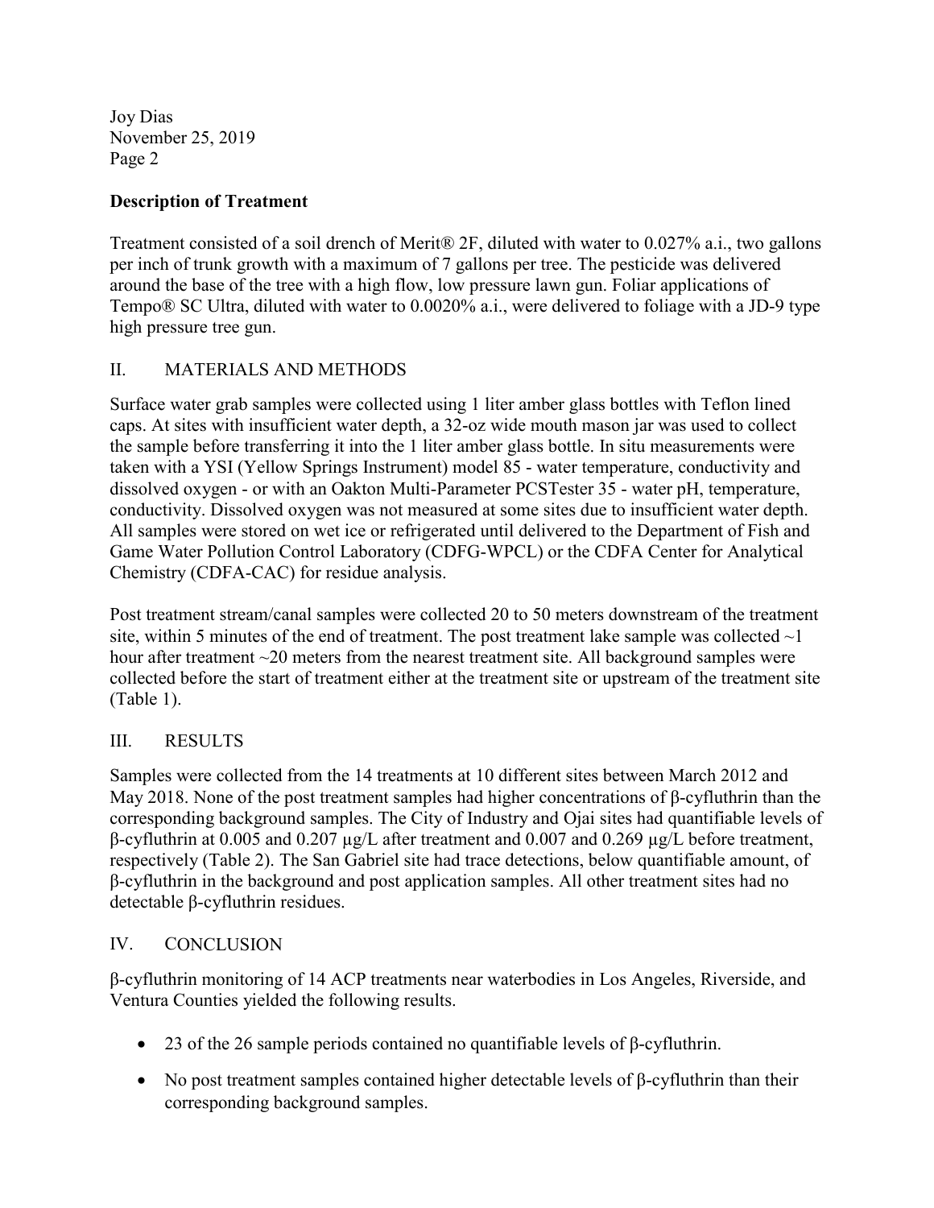### Description of Treatment

Treatment consisted of a soil drench of Merit® 2F, diluted with water to 0.027% a.i., two gallons per inch of trunk growth with a maximum of 7 gallons per tree. The pesticide was delivered around the base of the tree with a high flow, low pressure lawn gun. Foliar applications of Tempo® SC Ultra, diluted with water to 0.0020% a.i., were delivered to foliage with a JD-9 type high pressure tree gun.

## II. MATERIALS AND METHODS

Surface water grab samples were collected using 1 liter amber glass bottles with Teflon lined caps. At sites with insufficient water depth, a 32-oz wide mouth mason jar was used to collect the sample before transferring it into the 1 liter amber glass bottle. In situ measurements were taken with a YSI (Yellow Springs Instrument) model 85 - water temperature, conductivity and dissolved oxygen - or with an Oakton Multi-Parameter PCSTester 35 - water pH, temperature, conductivity. Dissolved oxygen was not measured at some sites due to insufficient water depth. All samples were stored on wet ice or refrigerated until delivered to the Department of Fish and Game Water Pollution Control Laboratory (CDFG-WPCL) or the CDFA Center for Analytical Chemistry (CDFA-CAC) for residue analysis.

Post treatment stream/canal samples were collected 20 to 50 meters downstream of the treatment site, within 5 minutes of the end of treatment. The post treatment lake sample was collected ~1 hour after treatment ~20 meters from the nearest treatment site. All background samples were collected before the start of treatment either at the treatment site or upstream of the treatment site (Table 1).

## III. RESULTS

Samples were collected from the 14 treatments at 10 different sites between March 2012 and May 2018. None of the post treatment samples had higher concentrations of β-cyfluthrin than the corresponding background samples. The City of Industry and Ojai sites had quantifiable levels of β-cyfluthrin at 0.005 and 0.207 µg/L after treatment and 0.007 and 0.269 µg/L before treatment, respectively (Table 2). The San Gabriel site had trace detections, below quantifiable amount, of β-cyfluthrin in the background and post application samples. All other treatment sites had no detectable β-cyfluthrin residues.

## IV. CONCLUSION

β-cyfluthrin monitoring of 14 ACP treatments near waterbodies in Los Angeles, Riverside, and Ventura Counties yielded the following results.

- 23 of the 26 sample periods contained no quantifiable levels of β-cyfluthrin.
- No post treatment samples contained higher detectable levels of β-cyfluthrin than their corresponding background samples.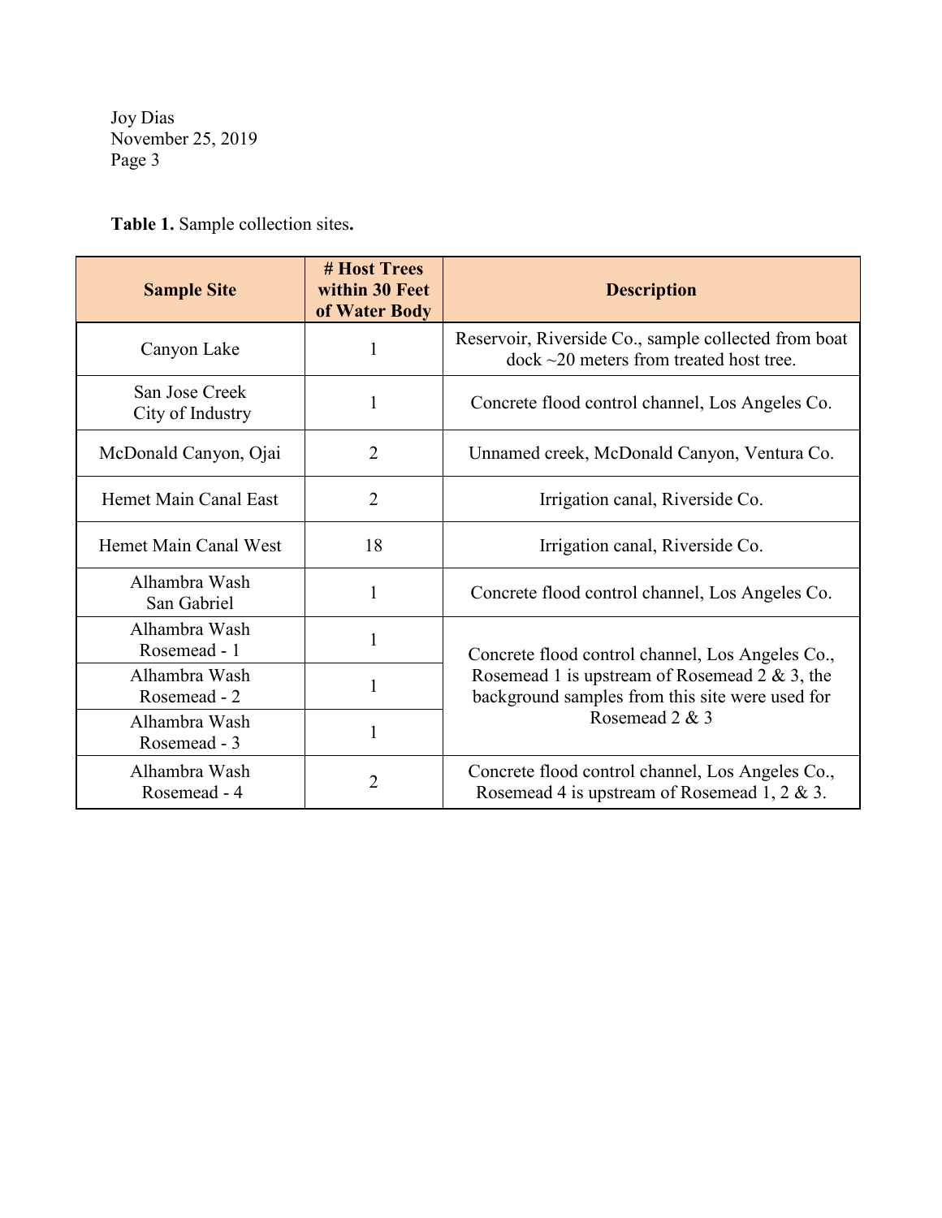**Table 1.** Sample collection sites**.**

| Sample Site | # Host Trees within 30 Feet of Water Body | Description |
|---|---|---|
| Canyon Lake | 1 | Reservoir, Riverside Co., sample collected from boat dock ~20 meters from treated host tree. |
| San Jose Creek City of Industry | 1 | Concrete flood control channel, Los Angeles Co. |
| McDonald Canyon, Ojai | 2 | Unnamed creek, McDonald Canyon, Ventura Co. |
| Hemet Main Canal East | 2 | Irrigation canal, Riverside Co. |
| Hemet Main Canal West | 18 | Irrigation canal, Riverside Co. |
| Alhambra Wash San Gabriel | 1 | Concrete flood control channel, Los Angeles Co. |
| Alhambra Wash Rosemead - 1 | 1 | Concrete flood control channel, Los Angeles Co., Rosemead 1 is upstream of Rosemead 2 & 3, the background samples from this site were used for Rosemead 2 & 3 |
| Alhambra Wash Rosemead - 2 | 1 | |
| Alhambra Wash Rosemead - 3 | 1 | |
| Alhambra Wash Rosemead - 4 | 2 | Concrete flood control channel, Los Angeles Co., Rosemead 4 is upstream of Rosemead 1, 2 & 3. |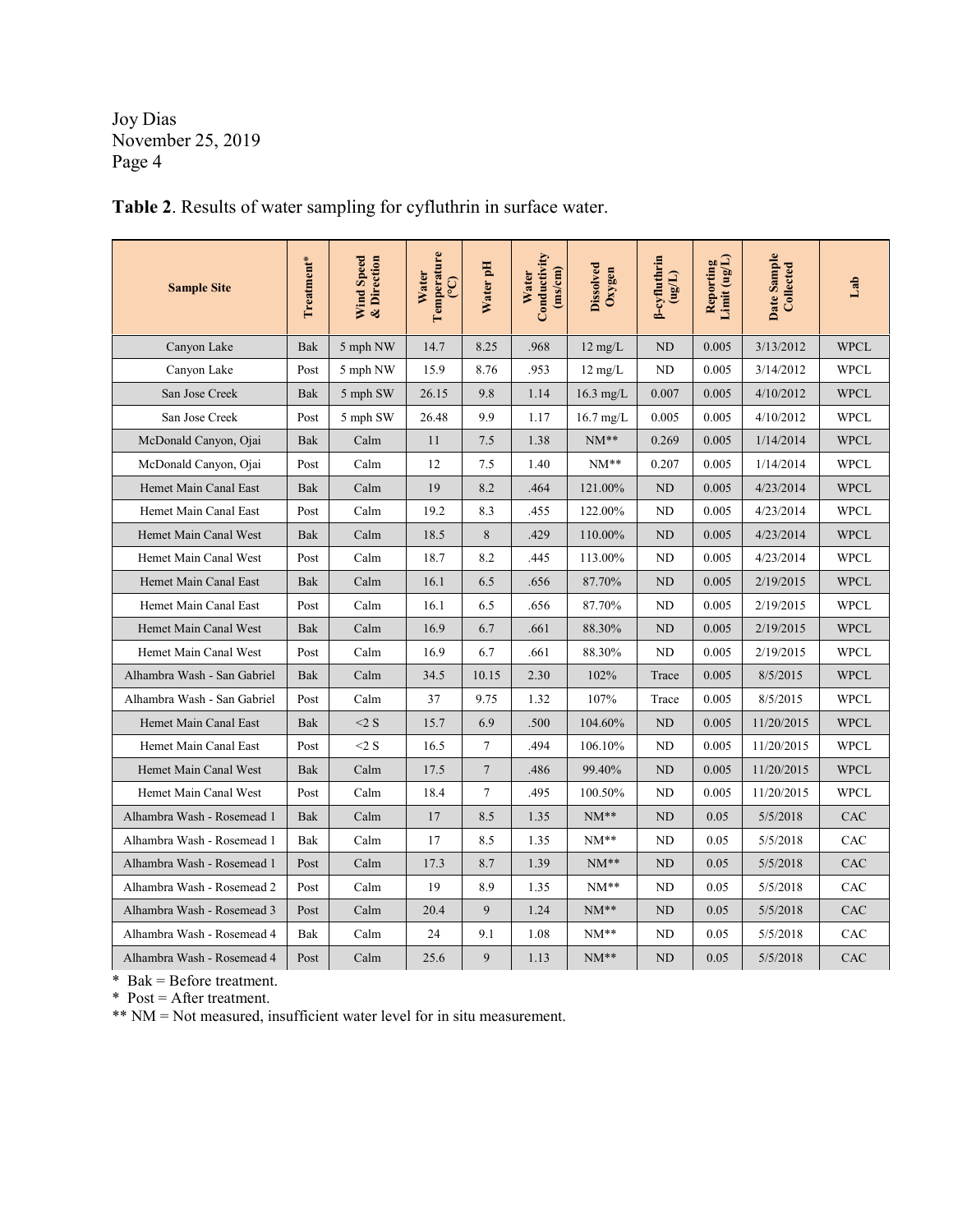Joy Dias
November 25, 2019
Page 4

**Table 2**. Results of water sampling for cyfluthrin in surface water.

| Sample Site | Treatment* | Wind Speed & Direction | Water Temperature (°C) | Water pH | Water Conductivity (ms/cm) | Dissolved Oxygen | β-cyfluthrin (ug/L) | Reporting Limit (ug/L) | Date Sample Collected | Lab |
|---|---|---|---|---|---|---|---|---|---|---|
| Canyon Lake | Bak | 5 mph NW | 14.7 | 8.25 | .968 | 12 mg/L | ND | 0.005 | 3/13/2012 | WPCL |
| Canyon Lake | Post | 5 mph NW | 15.9 | 8.76 | .953 | 12 mg/L | ND | 0.005 | 3/14/2012 | WPCL |
| San Jose Creek | Bak | 5 mph SW | 26.15 | 9.8 | 1.14 | 16.3 mg/L | 0.007 | 0.005 | 4/10/2012 | WPCL |
| San Jose Creek | Post | 5 mph SW | 26.48 | 9.9 | 1.17 | 16.7 mg/L | 0.005 | 0.005 | 4/10/2012 | WPCL |
| McDonald Canyon, Ojai | Bak | Calm | 11 | 7.5 | 1.38 | NM** | 0.269 | 0.005 | 1/14/2014 | WPCL |
| McDonald Canyon, Ojai | Post | Calm | 12 | 7.5 | 1.40 | NM** | 0.207 | 0.005 | 1/14/2014 | WPCL |
| Hemet Main Canal East | Bak | Calm | 19 | 8.2 | .464 | 121.00% | ND | 0.005 | 4/23/2014 | WPCL |
| Hemet Main Canal East | Post | Calm | 19.2 | 8.3 | .455 | 122.00% | ND | 0.005 | 4/23/2014 | WPCL |
| Hemet Main Canal West | Bak | Calm | 18.5 | 8 | .429 | 110.00% | ND | 0.005 | 4/23/2014 | WPCL |
| Hemet Main Canal West | Post | Calm | 18.7 | 8.2 | .445 | 113.00% | ND | 0.005 | 4/23/2014 | WPCL |
| Hemet Main Canal East | Bak | Calm | 16.1 | 6.5 | .656 | 87.70% | ND | 0.005 | 2/19/2015 | WPCL |
| Hemet Main Canal East | Post | Calm | 16.1 | 6.5 | .656 | 87.70% | ND | 0.005 | 2/19/2015 | WPCL |
| Hemet Main Canal West | Bak | Calm | 16.9 | 6.7 | .661 | 88.30% | ND | 0.005 | 2/19/2015 | WPCL |
| Hemet Main Canal West | Post | Calm | 16.9 | 6.7 | .661 | 88.30% | ND | 0.005 | 2/19/2015 | WPCL |
| Alhambra Wash - San Gabriel | Bak | Calm | 34.5 | 10.15 | 2.30 | 102% | Trace | 0.005 | 8/5/2015 | WPCL |
| Alhambra Wash - San Gabriel | Post | Calm | 37 | 9.75 | 1.32 | 107% | Trace | 0.005 | 8/5/2015 | WPCL |
| Hemet Main Canal East | Bak | <2 S | 15.7 | 6.9 | .500 | 104.60% | ND | 0.005 | 11/20/2015 | WPCL |
| Hemet Main Canal East | Post | <2 S | 16.5 | 7 | .494 | 106.10% | ND | 0.005 | 11/20/2015 | WPCL |
| Hemet Main Canal West | Bak | Calm | 17.5 | 7 | .486 | 99.40% | ND | 0.005 | 11/20/2015 | WPCL |
| Hemet Main Canal West | Post | Calm | 18.4 | 7 | .495 | 100.50% | ND | 0.005 | 11/20/2015 | WPCL |
| Alhambra Wash - Rosemead 1 | Bak | Calm | 17 | 8.5 | 1.35 | NM** | ND | 0.05 | 5/5/2018 | CAC |
| Alhambra Wash - Rosemead 1 | Bak | Calm | 17 | 8.5 | 1.35 | NM** | ND | 0.05 | 5/5/2018 | CAC |
| Alhambra Wash - Rosemead 1 | Post | Calm | 17.3 | 8.7 | 1.39 | NM** | ND | 0.05 | 5/5/2018 | CAC |
| Alhambra Wash - Rosemead 2 | Post | Calm | 19 | 8.9 | 1.35 | NM** | ND | 0.05 | 5/5/2018 | CAC |
| Alhambra Wash - Rosemead 3 | Post | Calm | 20.4 | 9 | 1.24 | NM** | ND | 0.05 | 5/5/2018 | CAC |
| Alhambra Wash - Rosemead 4 | Bak | Calm | 24 | 9.1 | 1.08 | NM** | ND | 0.05 | 5/5/2018 | CAC |
| Alhambra Wash - Rosemead 4 | Post | Calm | 25.6 | 9 | 1.13 | NM** | ND | 0.05 | 5/5/2018 | CAC |

\* Bak = Before treatment.
\* Post = After treatment.
\*\* NM = Not measured, insufficient water level for in situ measurement.